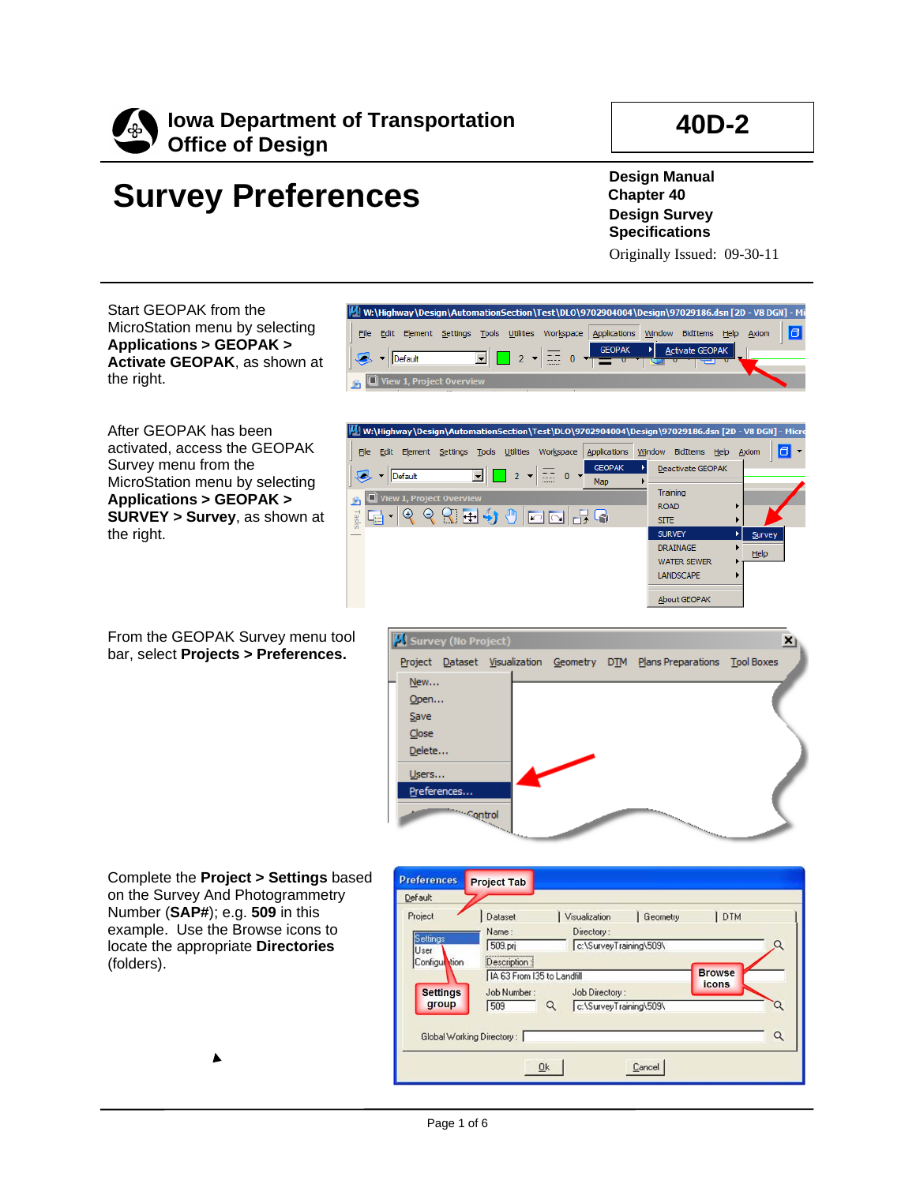**Iowa Department of Transportation**
**Office of Design**

**40D-2**

# Survey Preferences

**Design Manual**
**Chapter 40**
**Design Survey Specifications**
Originally Issued: 09-30-11

Start GEOPAK from the MicroStation menu by selecting **Applications > GEOPAK > Activate GEOPAK**, as shown at the right.

After GEOPAK has been activated, access the GEOPAK Survey menu from the MicroStation menu by selecting **Applications > GEOPAK > SURVEY > Survey**, as shown at the right.

From the GEOPAK Survey menu tool bar, select **Projects > Preferences.**

Complete the **Project > Settings** based on the Survey And Photogrammetry Number (**SAP#**); e.g. **509** in this example. Use the Browse icons to locate the appropriate **Directories** (folders).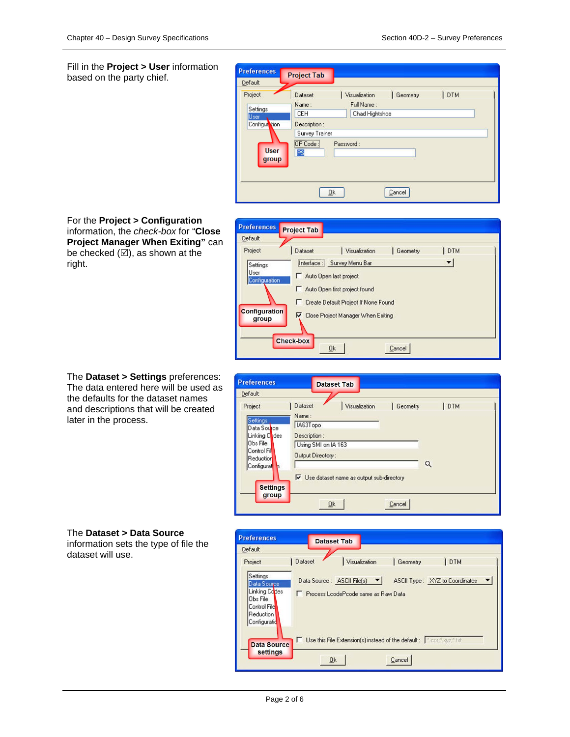Fill in the **Project > User** information based on the party chief.

For the **Project > Configuration** information, the *check-box* for "**Close Project Manager When Exiting"** can be checked (☑), as shown at the right.

The **Dataset > Settings** preferences: The data entered here will be used as the defaults for the dataset names and descriptions that will be created later in the process.

The **Dataset > Data Source** information sets the type of file the dataset will use.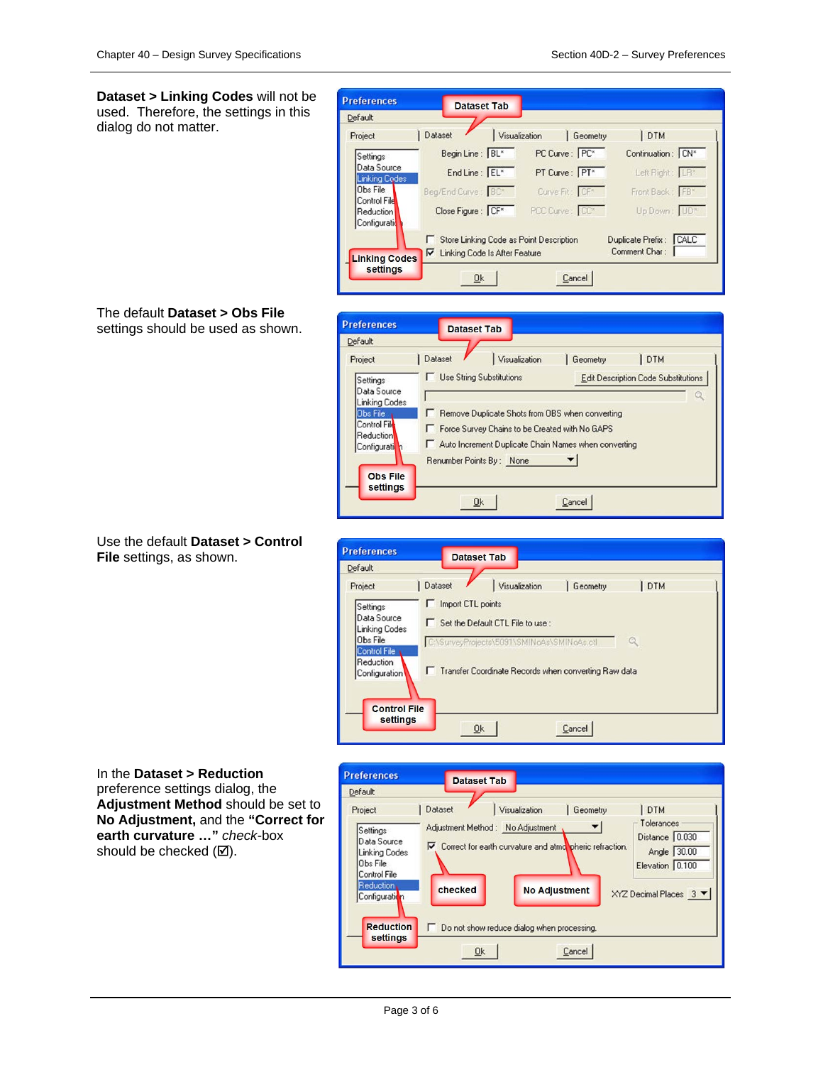**Dataset > Linking Codes** will not be used. Therefore, the settings in this dialog do not matter.

The default **Dataset > Obs File** settings should be used as shown.

Use the default **Dataset > Control File** settings, as shown.

In the **Dataset > Reduction** preference settings dialog, the **Adjustment Method** should be set to **No Adjustment,** and the **"Correct for earth curvature …"** *check*-box should be checked (☑).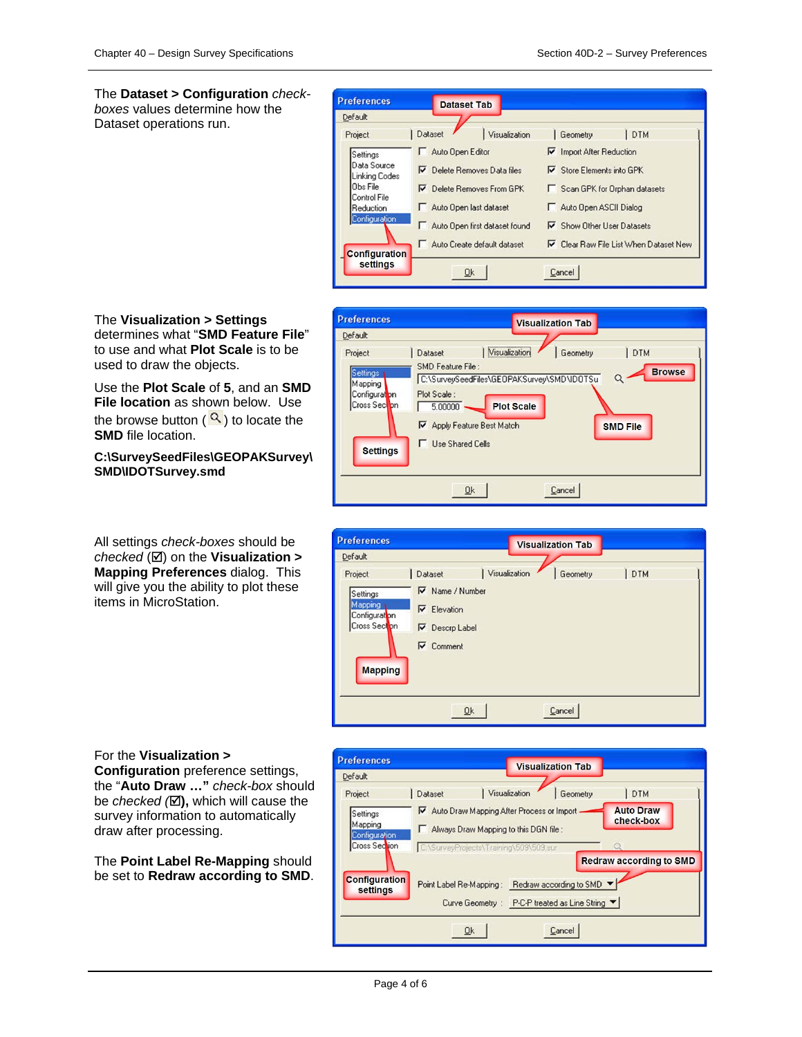The **Dataset > Configuration** *check-boxes* values determine how the Dataset operations run.

The **Visualization > Settings** determines what "**SMD Feature File**" to use and what **Plot Scale** is to be used to draw the objects.

Use the **Plot Scale** of **5**, and an **SMD File location** as shown below. Use the browse button ( 🔍 ) to locate the **SMD** file location.

**C:\SurveySeedFiles\GEOPAKSurvey\SMD\IDOTSurvey.smd**

All settings *check-boxes* should be *checked* (☑) on the **Visualization > Mapping Preferences** dialog. This will give you the ability to plot these items in MicroStation.

For the **Visualization > Configuration** preference settings, the "**Auto Draw …"** *check-box* should be *checked* **(☑),** which will cause the survey information to automatically draw after processing.

The **Point Label Re-Mapping** should be set to **Redraw according to SMD**.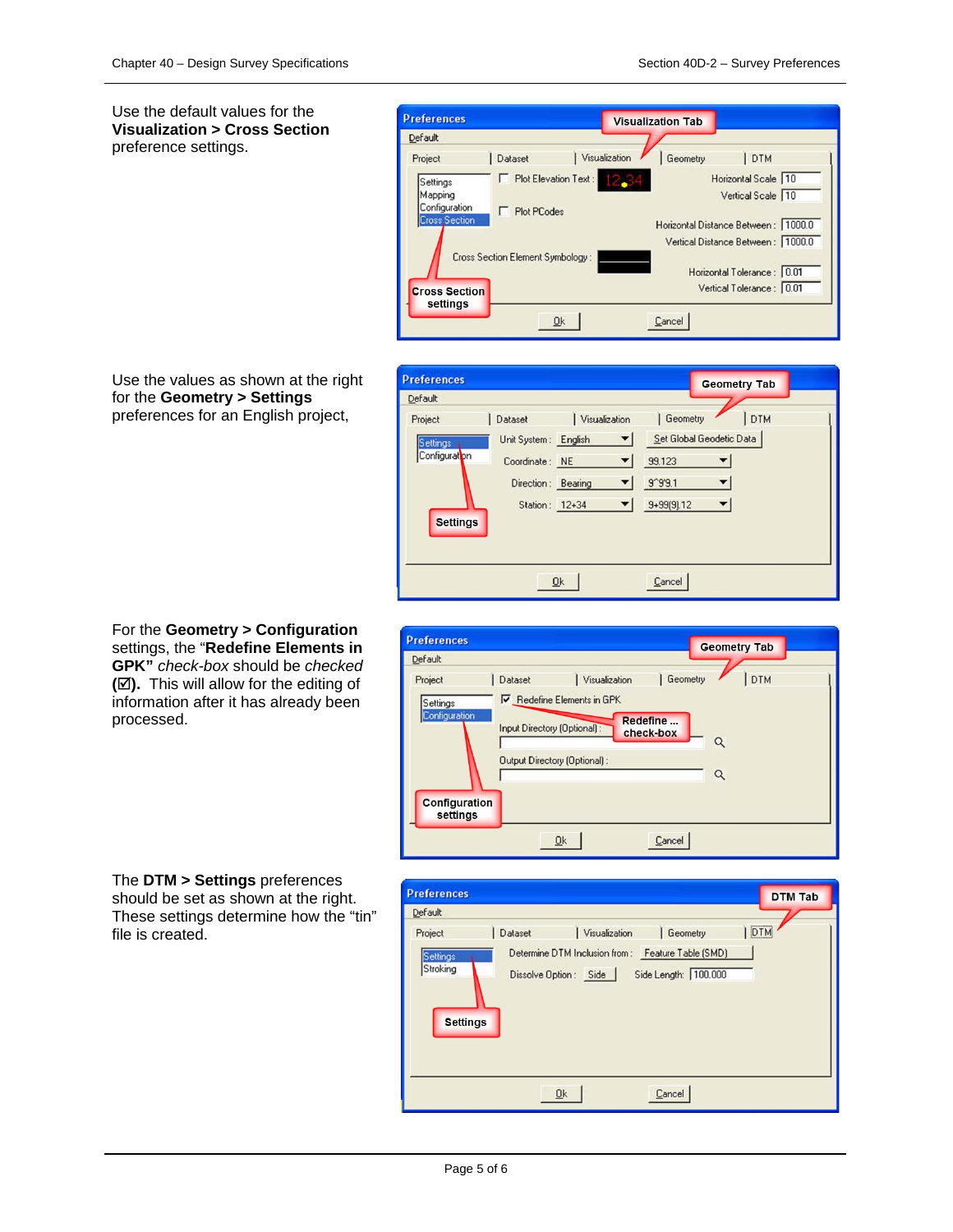Use the default values for the **Visualization > Cross Section** preference settings.

Use the values as shown at the right for the **Geometry > Settings** preferences for an English project,

For the **Geometry > Configuration** settings, the "**Redefine Elements in GPK"** *check-box* should be *checked* **(☑).** This will allow for the editing of information after it has already been processed.

The **DTM > Settings** preferences should be set as shown at the right. These settings determine how the "tin" file is created.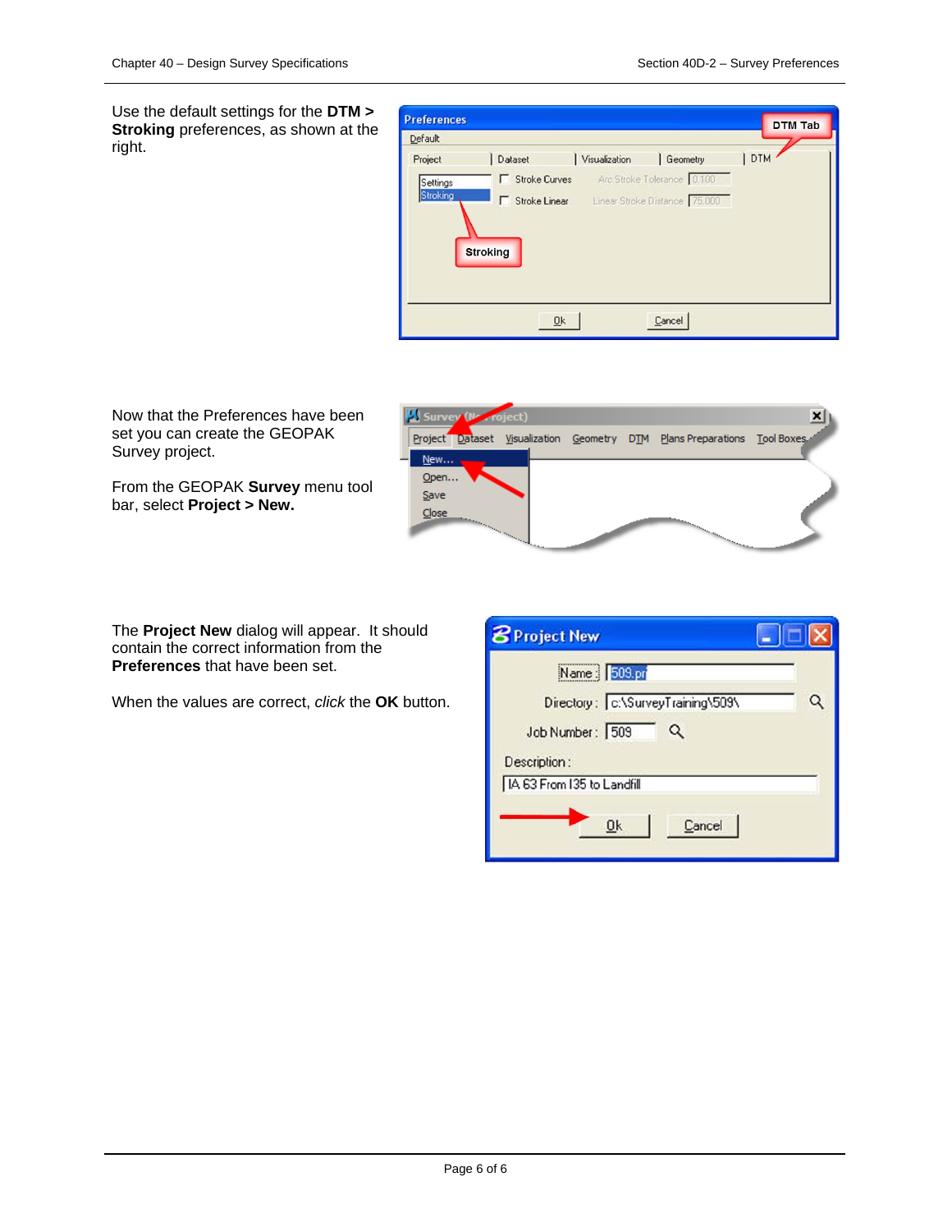Use the default settings for the **DTM > Stroking** preferences, as shown at the right.

Now that the Preferences have been set you can create the GEOPAK Survey project.

From the GEOPAK **Survey** menu tool bar, select **Project > New.**

The **Project New** dialog will appear. It should contain the correct information from the **Preferences** that have been set.

When the values are correct, *click* the **OK** button.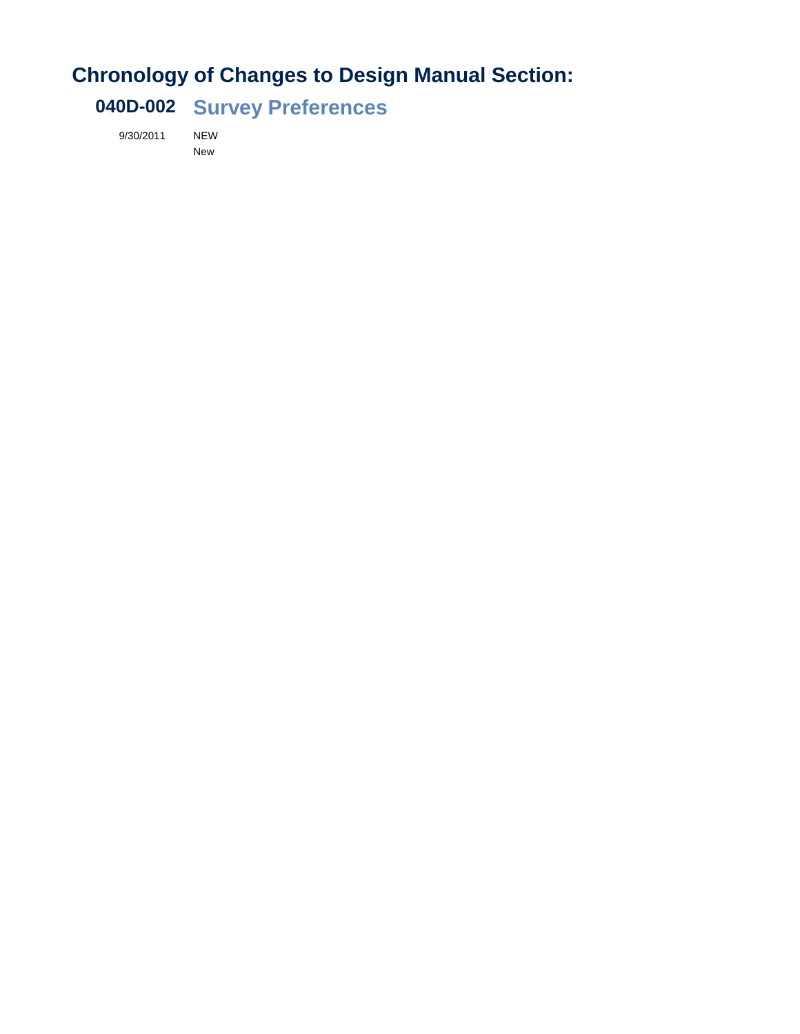# Chronology of Changes to Design Manual Section:

## 040D-002 Survey Preferences

9/30/2011 NEW

New